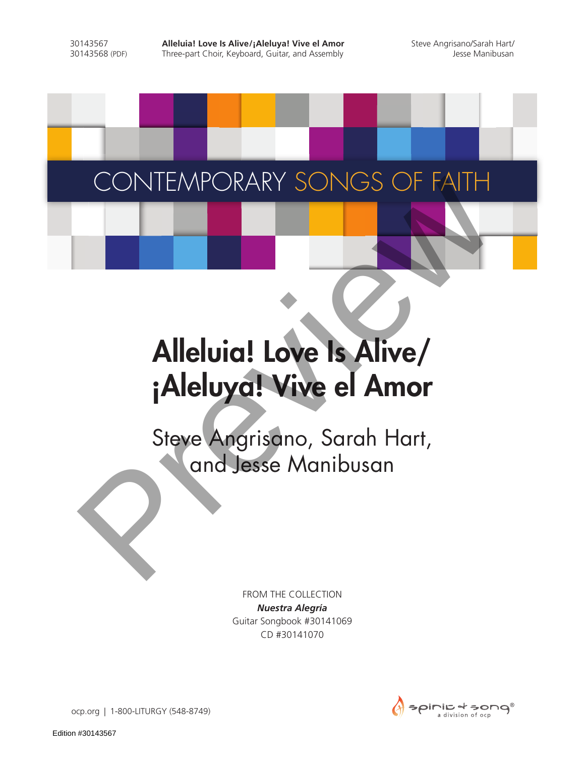30143567
30143568 (PDF)

**Alleluia! Love Is Alive/¡Aleluya! Vive el Amor**
Three-part Choir, Keyboard, Guitar, and Assembly

Steve Angrisano/Sarah Hart/
Jesse Manibusan

CONTEMPORARY SONGS OF FAITH

# Alleluia! Love Is Alive/ ¡Aleluya! Vive el Amor

## Steve Angrisano, Sarah Hart, and Jesse Manibusan

FROM THE COLLECTION
***Nuestra Alegría***
Guitar Songbook #30141069
CD #30141070

ocp.org | 1-800-LITURGY (548-8749)

spirit & song® a division of ocp

Edition #30143567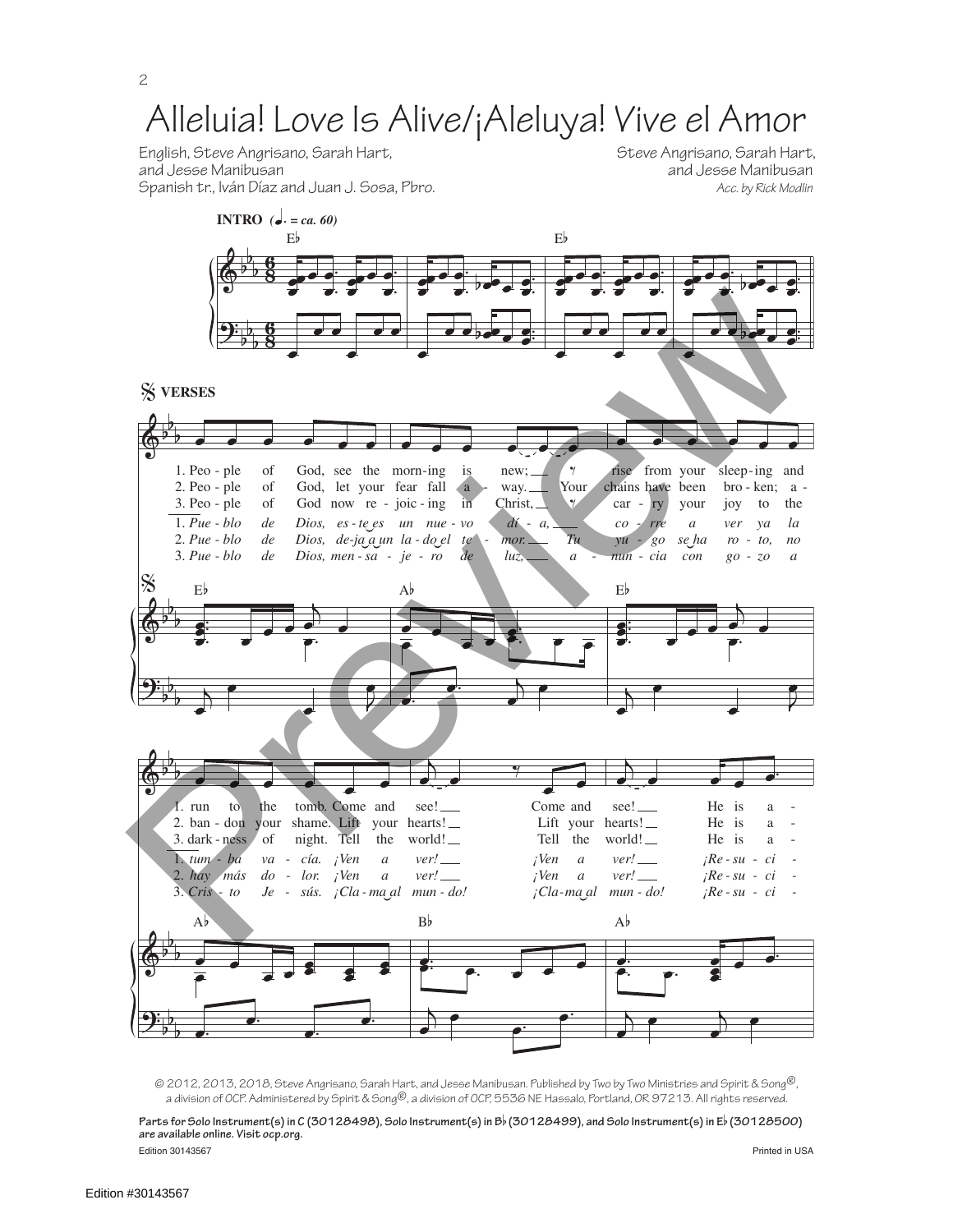# Alleluia! Love Is Alive/¡Aleluya! Vive el Amor

English, Steve Angrisano, Sarah Hart, and Jesse Manibusan
Spanish tr., Iván Díaz and Juan J. Sosa, Pbro.

Steve Angrisano, Sarah Hart, and Jesse Manibusan
*Acc. by Rick Modlin*

**INTRO** (♩. = ca. 60)

**VERSES**

1. People of God, see the morning is new; rise from your sleeping and run to the tomb. Come and see! Come and see! He is a-
2. People of God, let your fear fall away. Your chains have been broken; abandon your shame. Lift your hearts! Lift your hearts! He is a-
3. People of God now rejoicing in Christ, carry your joy to the darkness of night. Tell the world! Tell the world! He is a-

1. *Pueblo de Dios, este es un nuevo día, corre a ver ya la tumba vacía. ¡Ven a ver! ¡Ven a ver! ¡Resuci-*
2. *Pueblo de Dios, deja un lado el temor. Tu yugo se ha roto, no hay más dolor. ¡Ven a ver! ¡Ven a ver! ¡Resuci-*
3. *Pueblo de Dios, mensajero de luz, anuncia con gozo a Cristo Jesús. ¡Clama al mundo! ¡Clama al mundo! ¡Resuci-*

© 2012, 2013, 2018, Steve Angrisano, Sarah Hart, and Jesse Manibusan. Published by Two by Two Ministries and Spirit & Song®, a division of OCP. Administered by Spirit & Song®, a division of OCP, 5536 NE Hassalo, Portland, OR 97213. All rights reserved.

**Parts for Solo Instrument(s) in C (30128498), Solo Instrument(s) in B♭ (30128499), and Solo Instrument(s) in E♭ (30128500) are available online. Visit ocp.org.**

Edition 30143567

Printed in USA

Edition #30143567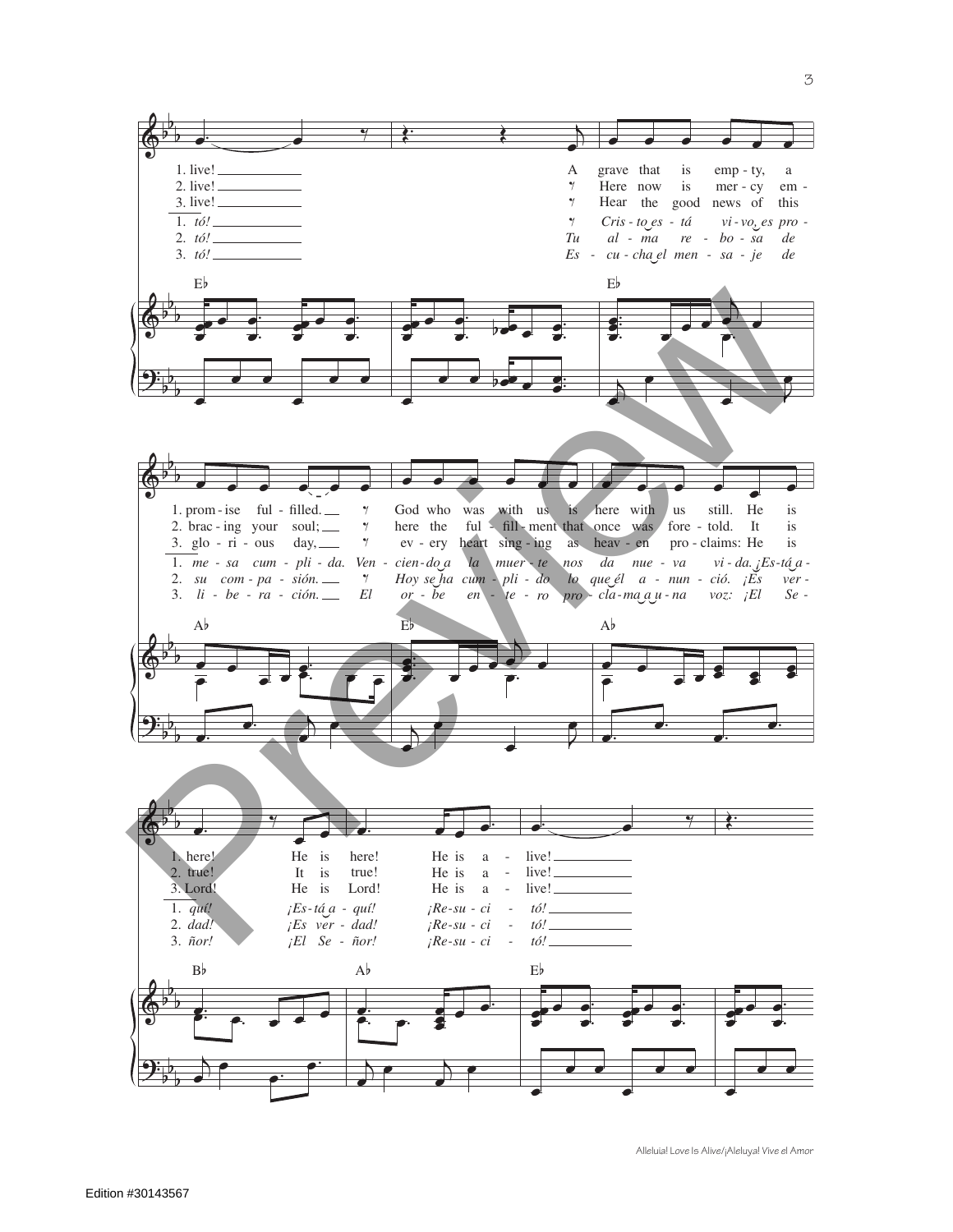E♭ E♭

1. live!
2. live!
3. live!

1. *tó!*
2. *tó!*
3. *tó!*

1. A grave that is emp - ty, a
2. Here now is mer - cy em -
3. Hear the good news of this

1. *Cris - to es - tá vi - vo es pro -*
2. *Tu al - ma re - bo - sa de*
3. *Es - cu - cha el men - sa - je de*

A♭ E♭ A♭

1. prom - ise ful - filled. God who was with us is here with us still. He is
2. brac - ing your soul; here the ful - fill - ment that once was fore - told. It is
3. glo - ri - ous day, ev - ery heart sing - ing as heav - en pro - claims: He is

1. *me - sa cum - pli - da. Ven - cien - do a la muer - te nos da nue - va vi - da. ¡Es - tá a -*
2. *su com - pa - sión. Hoy se ha cum - pli - do lo que él a - nun - ció. ¡Es ver -*
3. *li - be - ra - ción. El or - be en - te - ro pro - cla - ma a u - na voz: ¡El Se -*

B♭ A♭ E♭

1. here! He is here! He is a - live!
2. true! It is true! He is a - live!
3. Lord! He is Lord! He is a - live!

1. *quí! ¡Es - tá a - quí! ¡Re - su - ci - tó!*
2. *dad! ¡Es ver - dad! ¡Re - su - ci - tó!*
3. *ñor! ¡El Se - ñor! ¡Re - su - ci - tó!*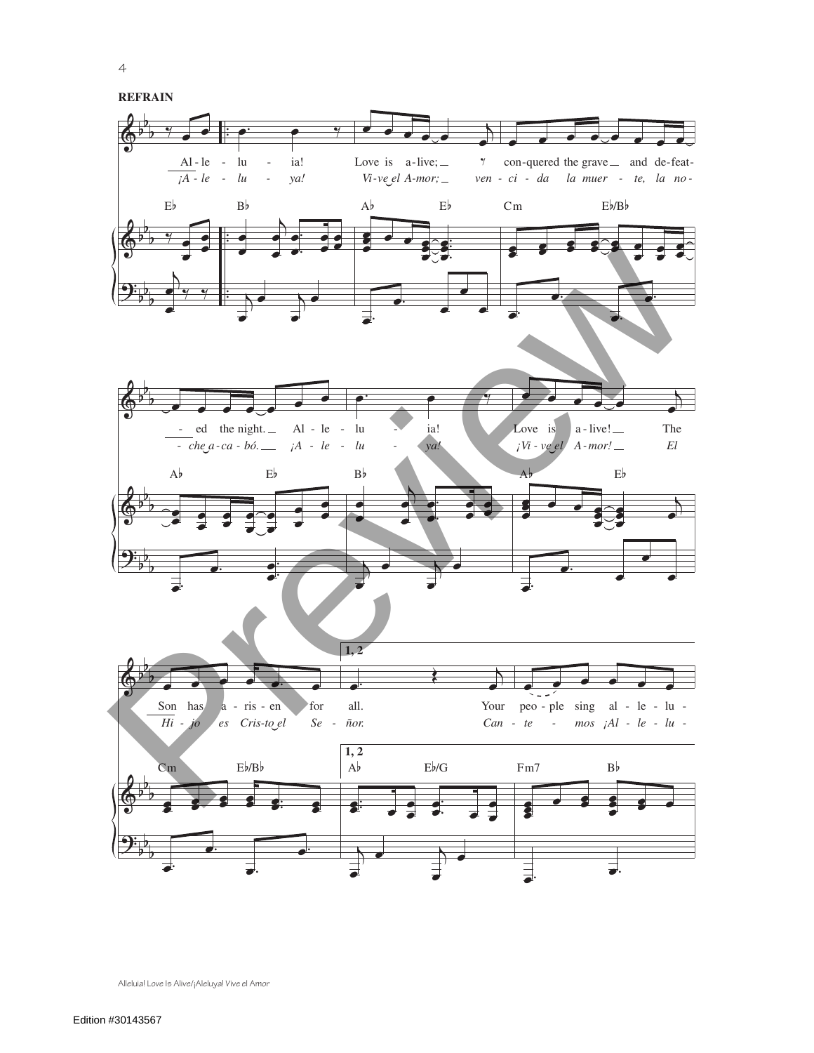**REFRAIN**

Al - le - lu - ia! Love is a - live; conquered the grave and de - feat - ed the night. Al - le - lu - ia! Love is a - live! The Son has a - ris - en for all. Your peo - ple sing al - le - lu -

*¡A - le - lu - ya! Vi - ve el A - mor; ven - ci - da la muer - te, la no - che a - ca - bó. ¡A - le - lu - ya! ¡Vi - ve el A - mor! El Hi - jo es Cris - to el Se - ñor. Can - te - mos ¡Al - le - lu -*

E♭ B♭ A♭ E♭ Cm E♭/B♭ A♭ E♭ B♭ A♭ E♭ Cm E♭/B♭

1, 2

A♭ E♭/G Fm7 B♭

Preview

Alleluia! Love Is Alive/¡Aleluya! Vive el Amor

Edition #30143567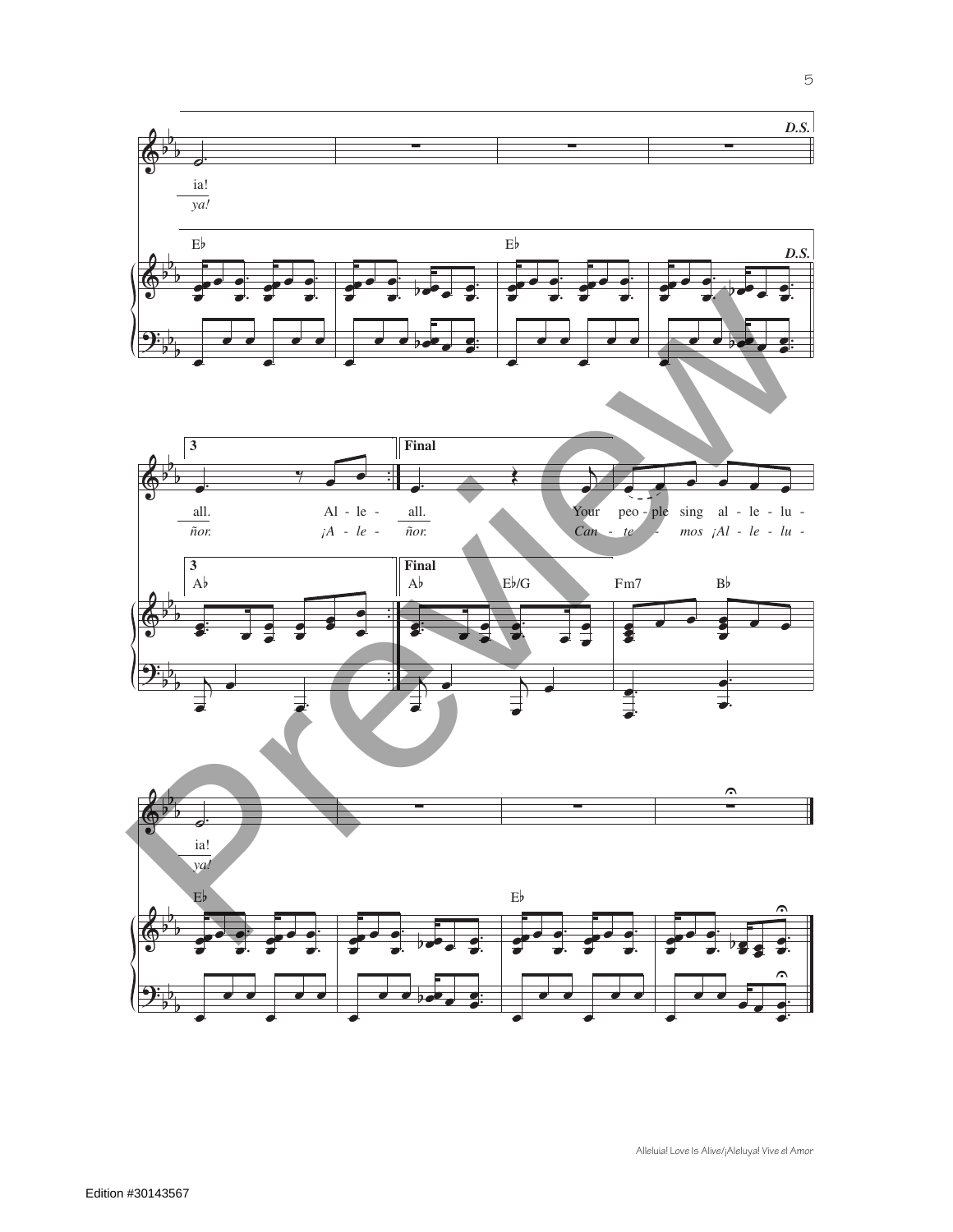D.S.

ia!
*ya!*

E♭ E♭

D.S.

**3** **Final**

all. Al - le - all. Your peo - ple sing al - le - lu -
*ñor. ¡A - le - ñor. Can - te - mos ¡Al - le - lu -*

**3** **Final**

A♭ A♭ E♭/G Fm7 B♭

ia!
*ya!*

E♭ E♭

Edition #30143567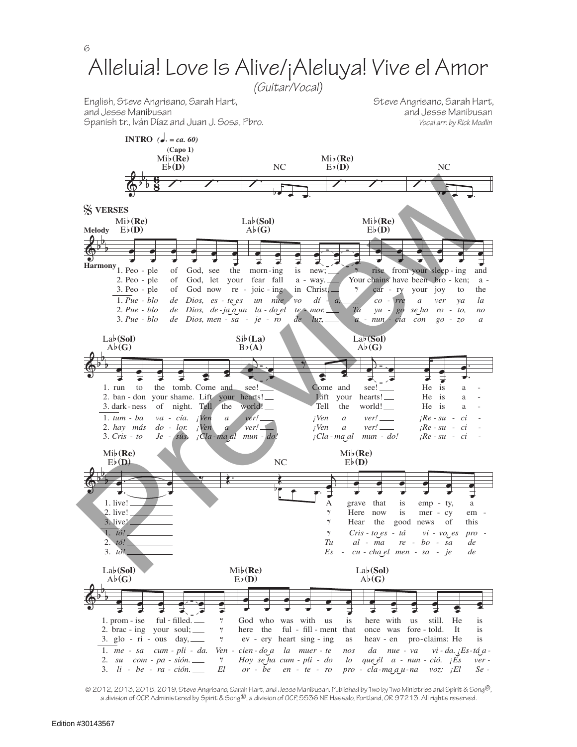# Alleluia! Love Is Alive/¡Aleluya! Vive el Amor

*(Guitar/Vocal)*

English, Steve Angrisano, Sarah Hart, and Jesse Manibusan
Spanish tr., Iván Díaz and Juan J. Sosa, Pbro.

Steve Angrisano, Sarah Hart, and Jesse Manibusan
*Vocal arr. by Rick Modlin*

**INTRO** (♩. = ca. 60)
**(Capo 1)**
Mi♭(Re) E♭(D) — NC — Mi♭(Re) E♭(D) — NC

**VERSES**

Melody / Harmony

Mi♭(Re) E♭(D) — La♭(Sol) A♭(G) — Mi♭(Re) E♭(D)

1. Peo - ple of God, see the morn - ing is new; rise from your sleep - ing and
2. Peo - ple of God, let your fear fall a - way. Your chains have been bro - ken; a -
3. Peo - ple of God now re - joic - ing in Christ, car - ry your joy to the

1. *Pue - blo de Dios, es - te es un nue - vo dí - a, co - rre a ver ya la*
2. *Pue - blo de Dios, de - ja a un la - do el te - mor. Tu yu - go se ha ro - to, no*
3. *Pue - blo de Dios, men - sa - je - ro de luz, a - nun - cia con go - zo a*

La♭(Sol) A♭(G) — Si♭(La) B♭(A) — La♭(Sol) A♭(G)

1. run to the tomb. Come and see! Come and see! He is a -
2. ban - don your shame. Lift your hearts! Lift your hearts! He is a -
3. dark - ness of night. Tell the world! Tell the world! He is a -

1. *tum - ba va - cía. ¡Ven a ver! ¡Ven a ver! ¡Re - su - ci -*
2. *hay más do - lor. ¡Ven a ver! ¡Ven a ver! ¡Re - su - ci -*
3. *Cris - to Je - sús. ¡Cla - ma al mun - do! ¡Cla - ma al mun - do! ¡Re - su - ci -*

Mi♭(Re) E♭(D) — NC — Mi♭(Re) E♭(D)

1. live! A grave that is emp - ty, a
2. live! Here now is mer - cy em -
3. live! Hear the good news of this

1. *tó! Cris - to es - tá vi - vo, es pro -*
2. *tó! Tu al - ma re - bo - sa de*
3. *tó! Es - cu - cha el men - sa - je de*

La♭(Sol) A♭(G) — Mi♭(Re) E♭(D) — La♭(Sol) A♭(G)

1. prom - ise ful - filled. God who was with us is here with us still. He is
2. brac - ing your soul; here the ful - fill - ment that once was fore - told. It is
3. glo - ri - ous day, ev - ery heart sing - ing as heav - en pro - claims: He is

1. *me - sa cum - pli - da. Ven - cien - do a la muer - te nos da nue - va vi - da. ¡Es - tá a -*
2. *su com - pa - sión. Hoy se ha cum - pli - do lo que él a - nun - ció. ¡Es ver -*
3. *li - be - ra - ción. El or - be en - te - ro pro - cla - ma a u - na voz: ¡El Se -*

© 2012, 2013, 2018, 2019, Steve Angrisano, Sarah Hart, and Jesse Manibusan. Published by Two by Two Ministries and Spirit & Song®, a division of OCP. Administered by Spirit & Song®, a division of OCP, 5536 NE Hassalo, Portland, OR 97213. All rights reserved.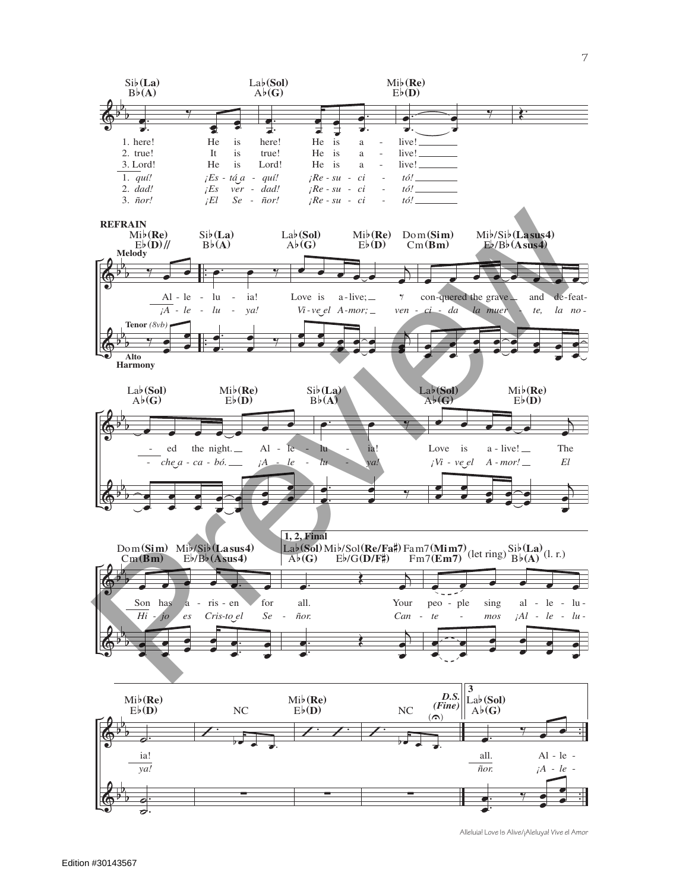Si♭(La) B♭(A) — La♭(Sol) A♭(G) — Mi♭(Re) E♭(D)

1. here! He is here! He is a - live!
2. true! It is true! He is a - live!
3. Lord! He is Lord! He is a - live!

*1. quí! ¡Es - tá a - quí! ¡Re - su - ci - tó!*
*2. dad! ¡Es ver - dad! ¡Re - su - ci - tó!*
*3. ñor! ¡El Se - ñor! ¡Re - su - ci - tó!*

**REFRAIN**

Mi♭(Re) E♭(D) // — Si♭(La) B♭(A) — La♭(Sol) A♭(G) — Mi♭(Re) E♭(D) — Do m(Si m) Cm(Bm) — Mi♭/Si♭(La sus4) E♭/B♭(A sus4)

Melody

Al - le - lu - ia! Love is a - live; con - quered the grave and de - feat - ed the night. Al - le - lu - ia! Love is a - live! The Son has a - ris - en for all.

*¡A - le - lu - ya! Vi - ve el A - mor; ven - ci - da la muer - te, la no - che a - ca - bó. ¡A - le - lu - ya! ¡Vi - ve el A - mor! El Hi - jo es Cris - to el Se - ñor.*

Tenor (8vb)

Alto Harmony

La♭(Sol) A♭(G) — Mi♭(Re) E♭(D) — Si♭(La) B♭(A) — La♭(Sol) A♭(G) — Mi♭(Re) E♭(D)

Do m(Si m) Cm(Bm) — Mi♭/Si♭(La sus4) E♭/B♭(A sus4)

**1, 2, Final**

La♭(Sol) A♭(G) — Mi♭/Sol(Re/Fa♯) E♭/G(D/F♯) — Fa m7(Mi m7) Fm7(Em7) (let ring) — Si♭(La) B♭(A) (l. r.)

all. Your peo - ple sing al - le - lu - ia!

*ñor. Can - te - mos ¡Al - le - lu - ya!*

Mi♭(Re) E♭(D) — NC — Mi♭(Re) E♭(D) — NC — *D.S. (Fine)*

**3**

La♭(Sol) A♭(G)

all. Al - le -

*ñor. ¡A - le -*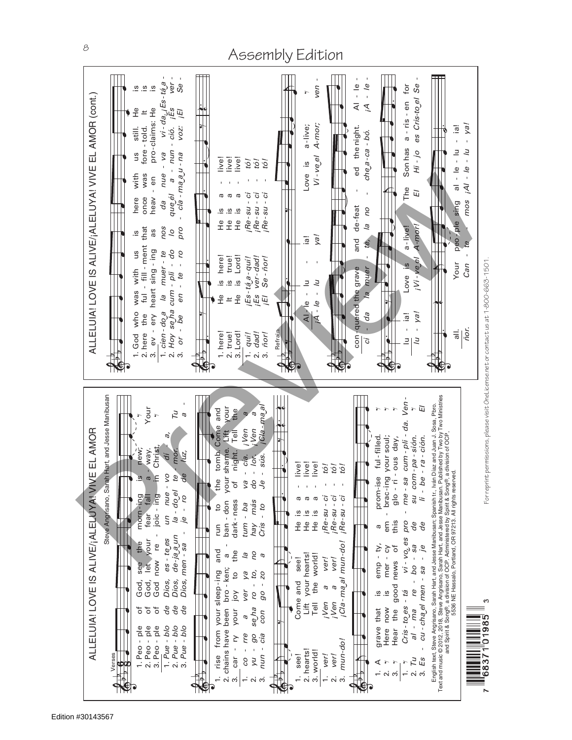# Assembly Edition

## ALLELUIA! LOVE IS ALIVE/¡ALELUYA! VIVE EL AMOR

Steve Angrisano, Sarah Hart, and Jesse Manibusan

Verses

1. People of God, see the morning is new; rise from your sleeping and run to the tomb. Come and see! A grave that is empty, a promise fulfilled. He is alive!
2. People of God, let your fear fall away. Your chains have been broken; abandon your shame. Lift your hearts! Here now is mercy embracing your soul; He is alive!
3. People of God now rejoicing in Christ, carry your joy to the darkness of night. Tell the world! Hear the good news of this glorious day, He is alive!

1. *Pueblo de Dios, es-te es un nuevo día, a-co-rre a ver ya la tumba vacía. ¡Ven a ver! ¡Ven a ver! Cristo es-tá vivo, es promesa cumplida. Venció, ¡Resucitó!*
2. *Pueblo de Dios, deja un lado el temor. Tu yugo se ha roto, no hay más dolor. ¡Ven a ver! ¡Ven a ver! Tu alma rebosa de su compasión. ¡Resucitó!*
3. *Pueblo de Dios, mensajero de luz, anuncia con gozo a Cristo Jesús. ¡Clama al mundo! ¡Clama al mundo! Escucha el mensaje de liberación. ¡Resucitó!*

English text, Steve Angrisano, Sarah Hart, and Jesse Manibusan; Spanish tr., Iván Díaz and Juan J. Sosa, Pbro.
Text and music © 2012, 2018, Steve Angrisano, Sarah Hart, and Jesse Manibusan. Published by Two by Two Ministries and Spirit & Song®, a division of OCP. Administered by Spirit & Song®, a division of OCP, 5536 NE Hassalo, Portland, OR 97213. All rights reserved.

## ALLELUIA! LOVE IS ALIVE/¡ALELUYA! VIVE EL AMOR (cont.)

1. God who was with us is here with us still. He is here! He is here! He is alive!
2. here the fulfillment that once was foretold. It is true! It is true! He is alive!
3. every heart singing as heaven proclaims: He is Lord! He is Lord! He is alive!

1. *Cien-do a la muerte nos da nueva vida. ¡Está aquí! ¡Está aquí! ¡Resucitó!*
2. *Hoy se ha cumplido lo que él anunció. ¡Es verdad! ¡Es verdad! ¡Resucitó!*
3. *ora en el proclama a una voz: ¡Él Señor! ¡Él Señor! ¡Resucitó!*

Refrain

Alleluia! Love is alive! Love is alive! Conquered the grave and defeated the night. Alleluia! The Son has arisen for all. Your people sing alleluia!

*¡Aleluya! ¡Vive el Amor! ¡Vive el Amor! Venció a la muerte, la noche acabó. ¡Aleluya! El Hijo es Cristo el Señor. ¡Cantemos ¡Aleluya!*

Edition #30143567

For reprint permissions, please visit OneLicense.net or contact us at 1-800-663-1501.